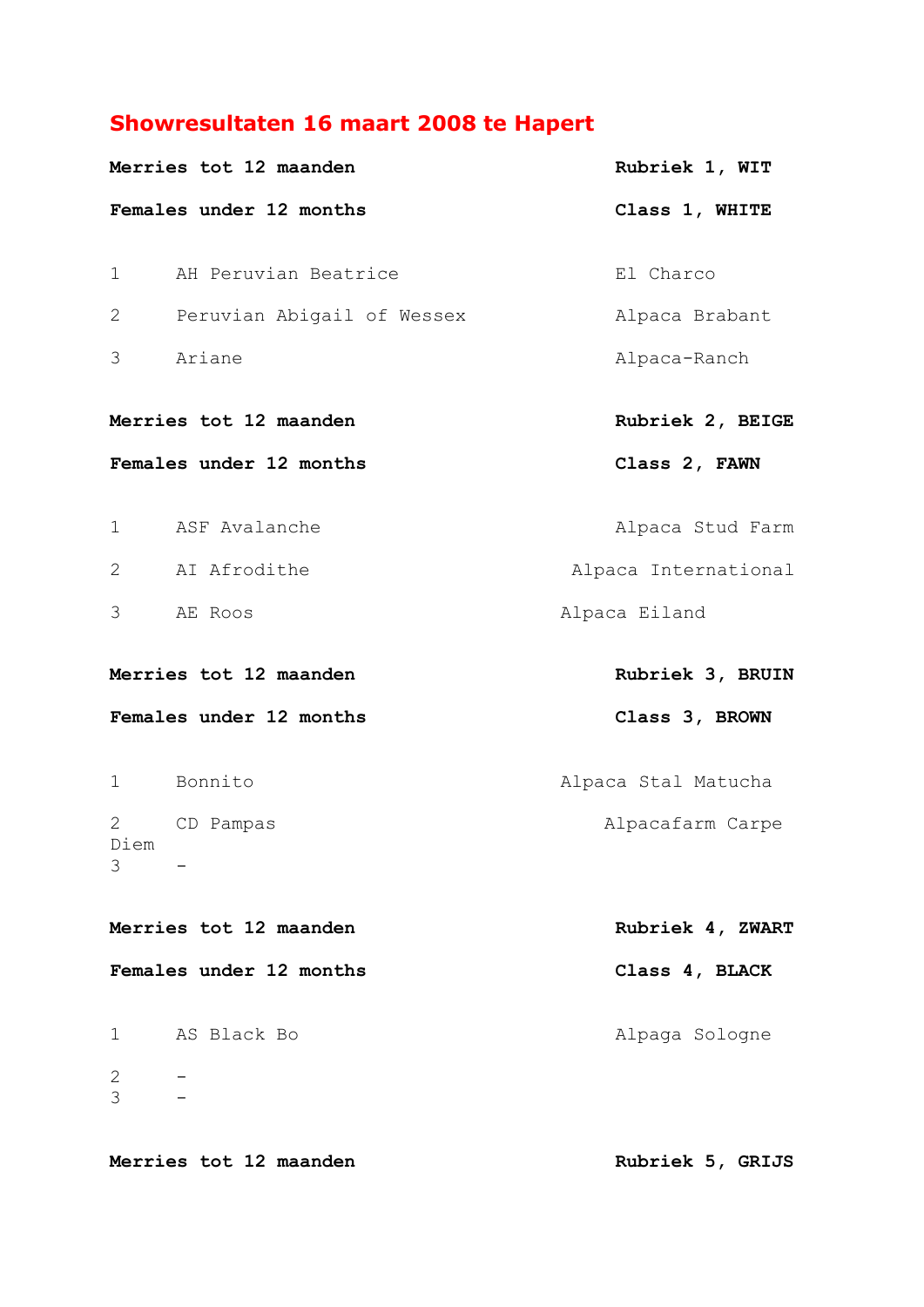# Showresultaten 16 maart 2008 te Hapert

**Merries tot 12 maanden** — **Rubriek 1, WIT**

**Females under 12 months** — **Class 1, WHITE**

| | | |
|---|---|---|
| 1 | AH Peruvian Beatrice | El Charco |
| 2 | Peruvian Abigail of Wessex | Alpaca Brabant |
| 3 | Ariane | Alpaca-Ranch |

**Merries tot 12 maanden** — **Rubriek 2, BEIGE**

**Females under 12 months** — **Class 2, FAWN**

| | | |
|---|---|---|
| 1 | ASF Avalanche | Alpaca Stud Farm |
| 2 | AI Afrodithe | Alpaca International |
| 3 | AE Roos | Alpaca Eiland |

**Merries tot 12 maanden** — **Rubriek 3, BRUIN**

**Females under 12 months** — **Class 3, BROWN**

| | | |
|---|---|---|
| 1 | Bonnito | Alpaca Stal Matucha |
| 2 | CD Pampas | Alpacafarm Carpe Diem |
| 3 | - | |

**Merries tot 12 maanden** — **Rubriek 4, ZWART**

**Females under 12 months** — **Class 4, BLACK**

| | | |
|---|---|---|
| 1 | AS Black Bo | Alpaga Sologne |
| 2 | - | |
| 3 | - | |

**Merries tot 12 maanden** — **Rubriek 5, GRIJS**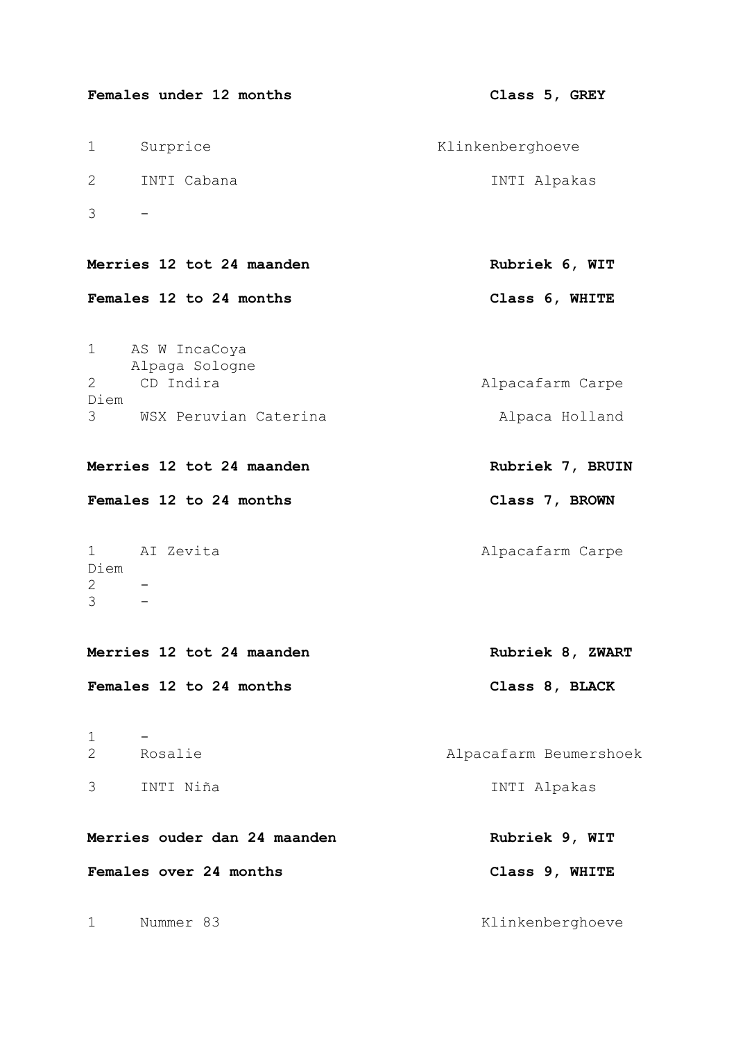**Females under 12 months** **Class 5, GREY**

| | | |
|---|---|---|
| 1 | Surprice | Klinkenberghoeve |
| 2 | INTI Cabana | INTI Alpakas |
| 3 | - | |

**Merries 12 tot 24 maanden** **Rubriek 6, WIT**

**Females 12 to 24 months** **Class 6, WHITE**

| | | |
|---|---|---|
| 1 | AS W IncaCoya | Alpaga Sologne |
| 2 | CD Indira | Alpacafarm Carpe Diem |
| 3 | WSX Peruvian Caterina | Alpaca Holland |

**Merries 12 tot 24 maanden** **Rubriek 7, BRUIN**

**Females 12 to 24 months** **Class 7, BROWN**

| | | |
|---|---|---|
| 1 | AI Zevita | Alpacafarm Carpe Diem |
| 2 | - | |
| 3 | - | |

**Merries 12 tot 24 maanden** **Rubriek 8, ZWART**

**Females 12 to 24 months** **Class 8, BLACK**

| | | |
|---|---|---|
| 1 | - | |
| 2 | Rosalie | Alpacafarm Beumershoek |
| 3 | INTI Niña | INTI Alpakas |

**Merries ouder dan 24 maanden** **Rubriek 9, WIT**

**Females over 24 months** **Class 9, WHITE**

| | | |
|---|---|---|
| 1 | Nummer 83 | Klinkenberghoeve |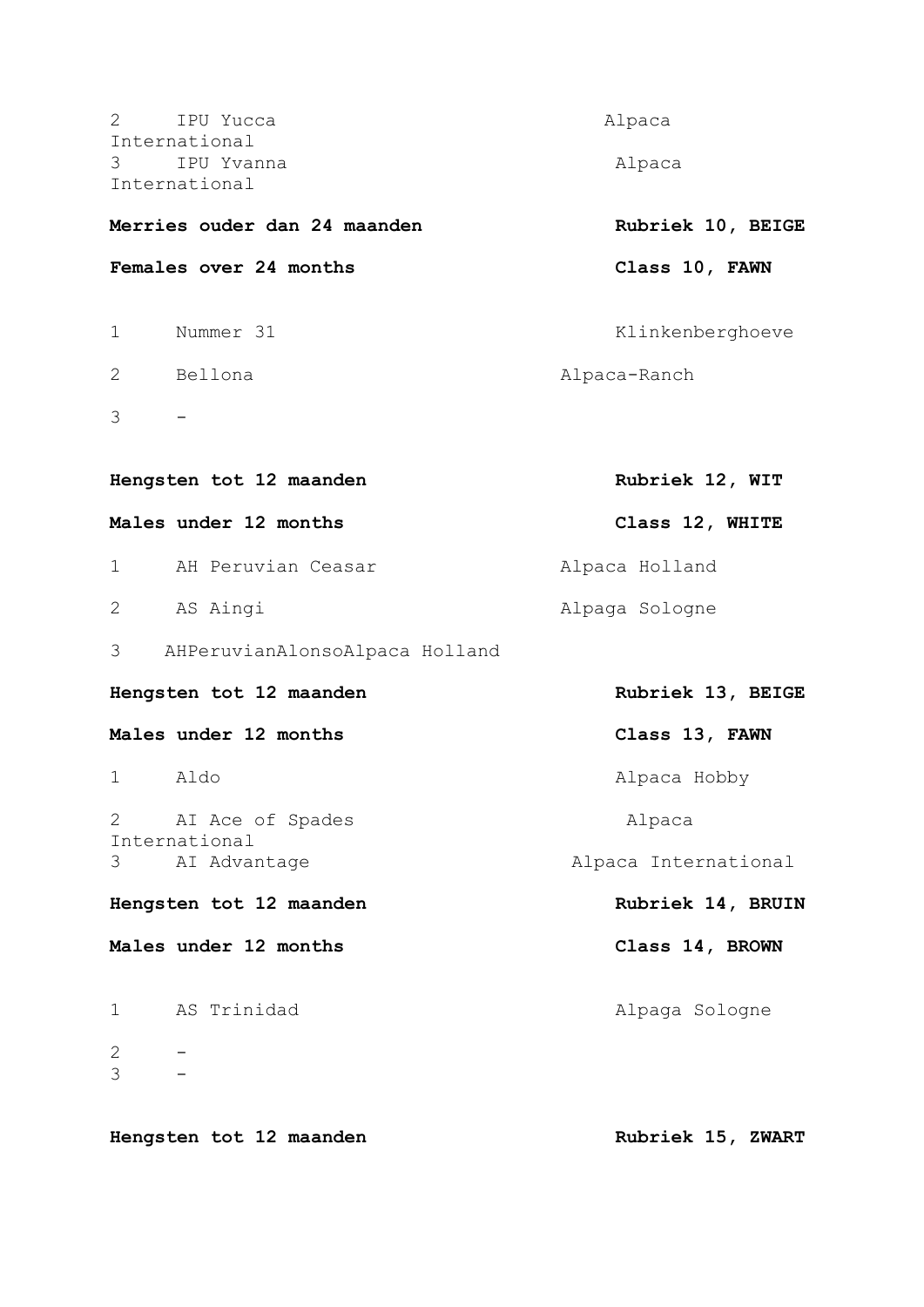2 IPU Yucca Alpaca International

3 IPU Yvanna Alpaca International

**Merries ouder dan 24 maanden** **Rubriek 10, BEIGE**

**Females over 24 months** **Class 10, FAWN**

1 Nummer 31 Klinkenberghoeve

2 Bellona Alpaca-Ranch

3 -

**Hengsten tot 12 maanden** **Rubriek 12, WIT**

**Males under 12 months** **Class 12, WHITE**

1 AH Peruvian Ceasar Alpaca Holland

2 AS Aingi Alpaga Sologne

3 AHPeruvianAlonsoAlpaca Holland

**Hengsten tot 12 maanden** **Rubriek 13, BEIGE**

**Males under 12 months** **Class 13, FAWN**

1 Aldo Alpaca Hobby

2 AI Ace of Spades Alpaca International

3 AI Advantage Alpaca International

**Hengsten tot 12 maanden** **Rubriek 14, BRUIN**

**Males under 12 months** **Class 14, BROWN**

1 AS Trinidad Alpaga Sologne

2 -

3 -

**Hengsten tot 12 maanden** **Rubriek 15, ZWART**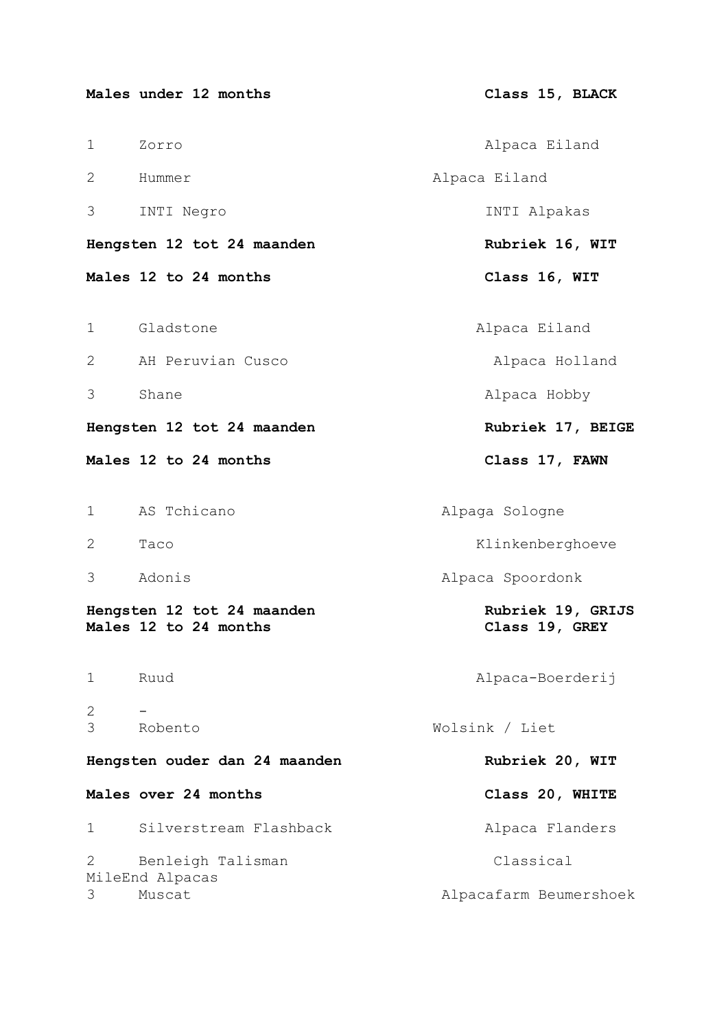**Males under 12 months** **Class 15, BLACK**

| | | |
|---|---|---|
| 1 | Zorro | Alpaca Eiland |
| 2 | Hummer | Alpaca Eiland |
| 3 | INTI Negro | INTI Alpakas |

**Hengsten 12 tot 24 maanden** **Rubriek 16, WIT**

**Males 12 to 24 months** **Class 16, WIT**

| | | |
|---|---|---|
| 1 | Gladstone | Alpaca Eiland |
| 2 | AH Peruvian Cusco | Alpaca Holland |
| 3 | Shane | Alpaca Hobby |

**Hengsten 12 tot 24 maanden** **Rubriek 17, BEIGE**

**Males 12 to 24 months** **Class 17, FAWN**

| | | |
|---|---|---|
| 1 | AS Tchicano | Alpaga Sologne |
| 2 | Taco | Klinkenberghoeve |
| 3 | Adonis | Alpaca Spoordonk |

**Hengsten 12 tot 24 maanden** **Rubriek 19, GRIJS**
**Males 12 to 24 months** **Class 19, GREY**

| | | |
|---|---|---|
| 1 | Ruud | Alpaca-Boerderij |
| 2 | - | |
| 3 | Robento | Wolsink / Liet |

**Hengsten ouder dan 24 maanden** **Rubriek 20, WIT**

**Males over 24 months** **Class 20, WHITE**

| | | |
|---|---|---|
| 1 | Silverstream Flashback | Alpaca Flanders |
| 2 | Benleigh Talisman | Classical MileEnd Alpacas |
| 3 | Muscat | Alpacafarm Beumershoek |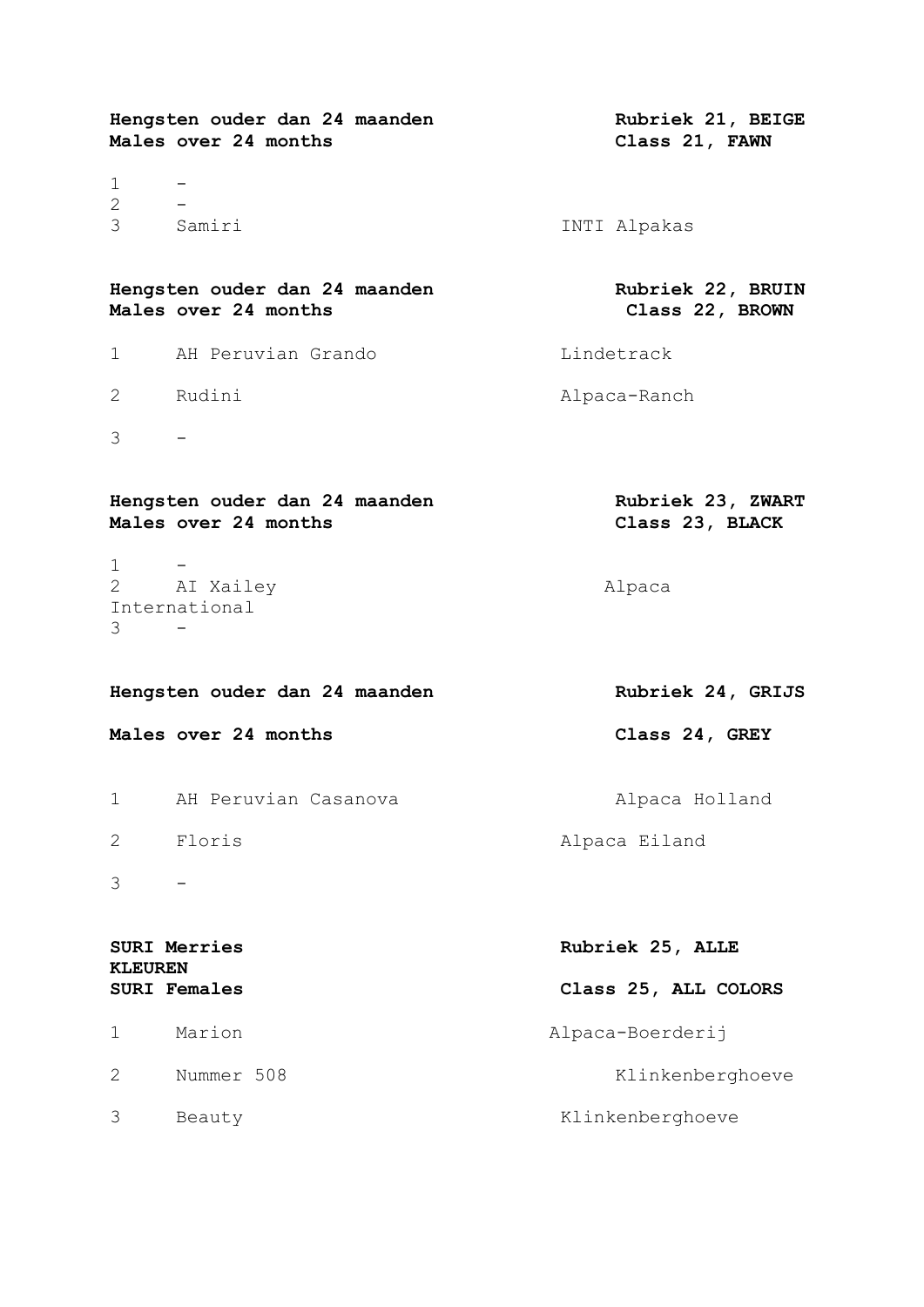**Hengsten ouder dan 24 maanden** **Rubriek 21, BEIGE**
**Males over 24 months** **Class 21, FAWN**

| | | |
|---|---|---|
| 1 | - | |
| 2 | - | |
| 3 | Samiri | INTI Alpakas |

**Hengsten ouder dan 24 maanden** **Rubriek 22, BRUIN**
**Males over 24 months** **Class 22, BROWN**

| | | |
|---|---|---|
| 1 | AH Peruvian Grando | Lindetrack |
| 2 | Rudini | Alpaca-Ranch |
| 3 | - | |

**Hengsten ouder dan 24 maanden** **Rubriek 23, ZWART**
**Males over 24 months** **Class 23, BLACK**

| | | |
|---|---|---|
| 1 | - | |
| 2 | AI Xailey | Alpaca International |
| 3 | - | |

**Hengsten ouder dan 24 maanden** **Rubriek 24, GRIJS**

**Males over 24 months** **Class 24, GREY**

| | | |
|---|---|---|
| 1 | AH Peruvian Casanova | Alpaca Holland |
| 2 | Floris | Alpaca Eiland |
| 3 | - | |

**SURI Merries** **Rubriek 25, ALLE KLEUREN**
**SURI Females** **Class 25, ALL COLORS**

| | | |
|---|---|---|
| 1 | Marion | Alpaca-Boerderij |
| 2 | Nummer 508 | Klinkenberghoeve |
| 3 | Beauty | Klinkenberghoeve |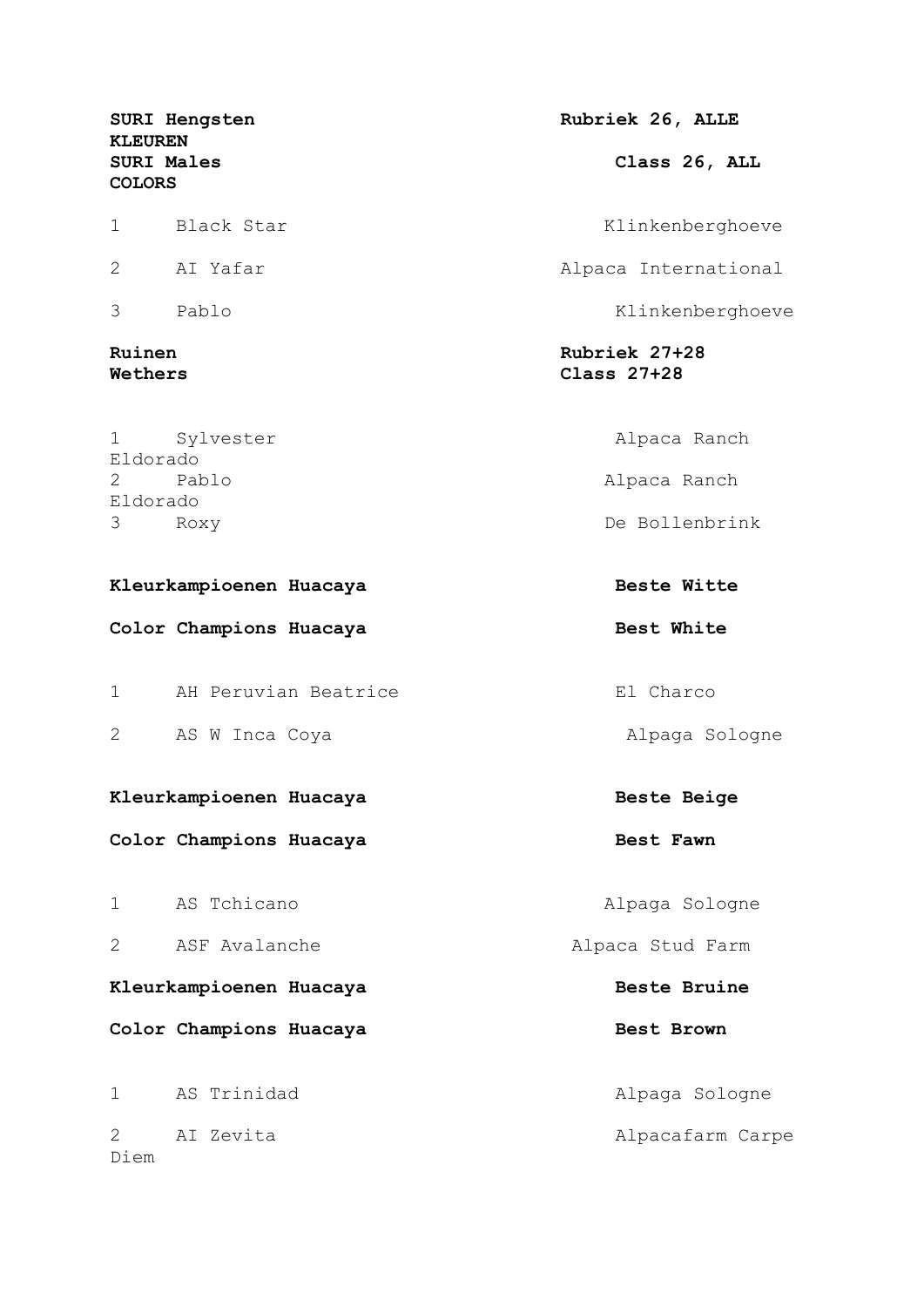**SURI Hengsten KLEUREN** — **Rubriek 26, ALLE**

**SURI Males COLORS** — **Class 26, ALL**

| | | |
|---|---|---|
| 1 | Black Star | Klinkenberghoeve |
| 2 | AI Yafar | Alpaca International |
| 3 | Pablo | Klinkenberghoeve |

**Ruinen** — **Rubriek 27+28**

**Wethers** — **Class 27+28**

| | | |
|---|---|---|
| 1 | Sylvester | Alpaca Ranch Eldorado |
| 2 | Pablo | Alpaca Ranch Eldorado |
| 3 | Roxy | De Bollenbrink |

**Kleurkampioenen Huacaya** — **Beste Witte**

**Color Champions Huacaya** — **Best White**

| | | |
|---|---|---|
| 1 | AH Peruvian Beatrice | El Charco |
| 2 | AS W Inca Coya | Alpaga Sologne |

**Kleurkampioenen Huacaya** — **Beste Beige**

**Color Champions Huacaya** — **Best Fawn**

| | | |
|---|---|---|
| 1 | AS Tchicano | Alpaga Sologne |
| 2 | ASF Avalanche | Alpaca Stud Farm |

**Kleurkampioenen Huacaya** — **Beste Bruine**

**Color Champions Huacaya** — **Best Brown**

| | | |
|---|---|---|
| 1 | AS Trinidad | Alpaga Sologne |
| 2 | AI Zevita | Alpacafarm Carpe Diem |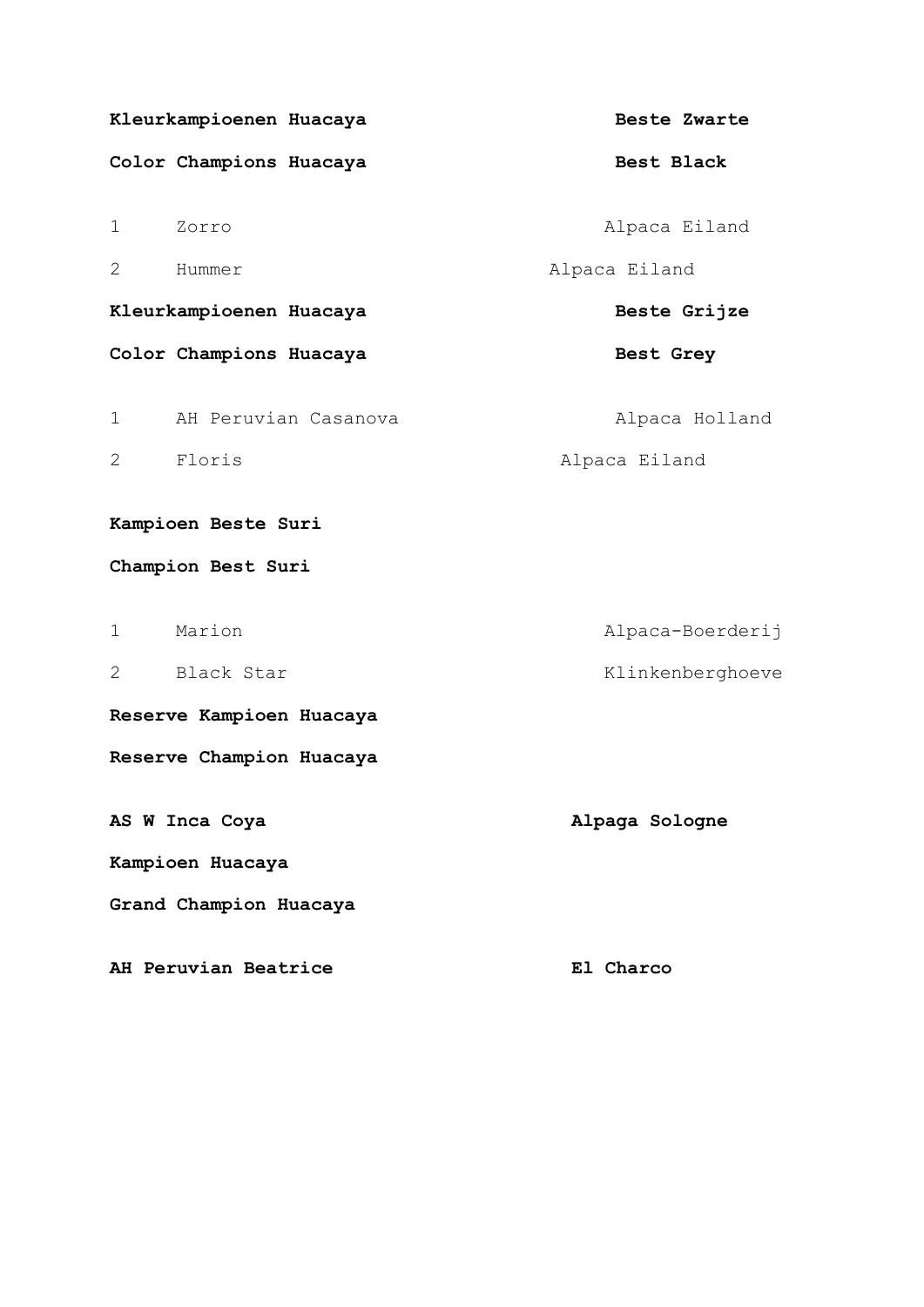**Kleurkampioenen Huacaya** **Beste Zwarte**

**Color Champions Huacaya** **Best Black**

| | | |
|---|---|---|
| 1 | Zorro | Alpaca Eiland |
| 2 | Hummer | Alpaca Eiland |

**Kleurkampioenen Huacaya** **Beste Grijze**

**Color Champions Huacaya** **Best Grey**

| | | |
|---|---|---|
| 1 | AH Peruvian Casanova | Alpaca Holland |
| 2 | Floris | Alpaca Eiland |

**Kampioen Beste Suri**

**Champion Best Suri**

| | | |
|---|---|---|
| 1 | Marion | Alpaca-Boerderij |
| 2 | Black Star | Klinkenberghoeve |

**Reserve Kampioen Huacaya**

**Reserve Champion Huacaya**

**AS W Inca Coya** **Alpaga Sologne**

**Kampioen Huacaya**

**Grand Champion Huacaya**

**AH Peruvian Beatrice** **El Charco**